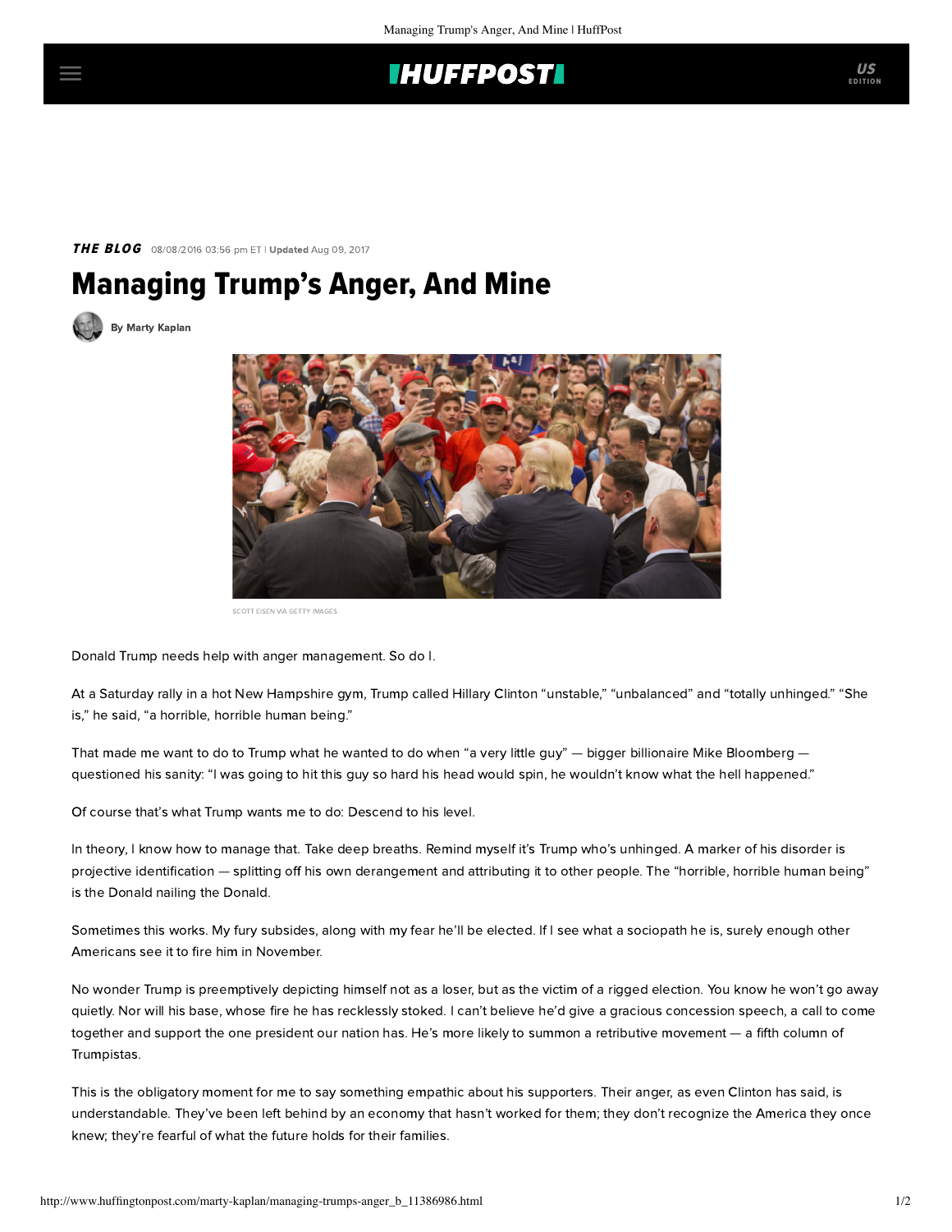**THE BLOG** 08/08/2016 03:56 pm ET | **Updated** Aug 09, 2017

# Managing Trump's Anger, And Mine

By Marty Kaplan

SCOTT EISEN VIA GETTY IMAGES

Donald Trump needs help with anger management. So do I.

At a Saturday rally in a hot New Hampshire gym, Trump called Hillary Clinton "unstable," "unbalanced" and "totally unhinged." "She is," he said, "a horrible, horrible human being."

That made me want to do to Trump what he wanted to do when "a very little guy" — bigger billionaire Mike Bloomberg — questioned his sanity: "I was going to hit this guy so hard his head would spin, he wouldn't know what the hell happened."

Of course that's what Trump wants me to do: Descend to his level.

In theory, I know how to manage that. Take deep breaths. Remind myself it's Trump who's unhinged. A marker of his disorder is projective identification — splitting off his own derangement and attributing it to other people. The "horrible, horrible human being" is the Donald nailing the Donald.

Sometimes this works. My fury subsides, along with my fear he'll be elected. If I see what a sociopath he is, surely enough other Americans see it to fire him in November.

No wonder Trump is preemptively depicting himself not as a loser, but as the victim of a rigged election. You know he won't go away quietly. Nor will his base, whose fire he has recklessly stoked. I can't believe he'd give a gracious concession speech, a call to come together and support the one president our nation has. He's more likely to summon a retributive movement — a fifth column of Trumpistas.

This is the obligatory moment for me to say something empathic about his supporters. Their anger, as even Clinton has said, is understandable. They've been left behind by an economy that hasn't worked for them; they don't recognize the America they once knew; they're fearful of what the future holds for their families.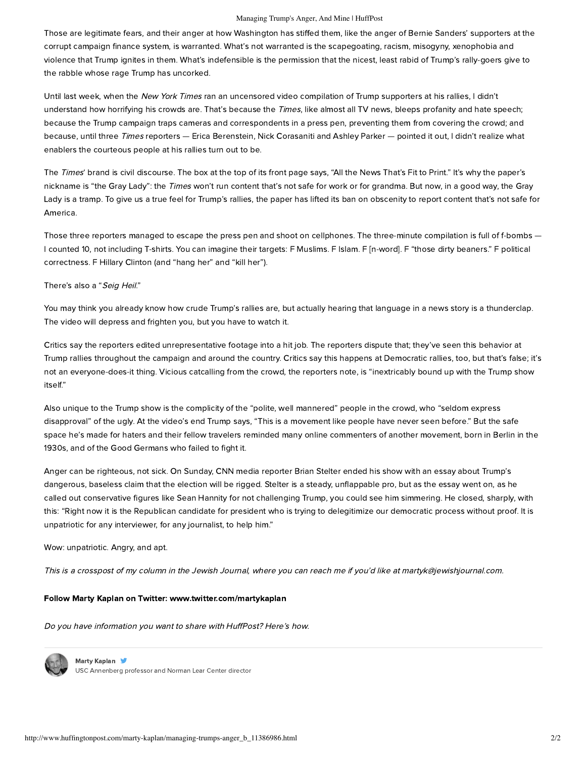Those are legitimate fears, and their anger at how Washington has stiffed them, like the anger of Bernie Sanders' supporters at the corrupt campaign finance system, is warranted. What's not warranted is the scapegoating, racism, misogyny, xenophobia and violence that Trump ignites in them. What's indefensible is the permission that the nicest, least rabid of Trump's rally-goers give to the rabble whose rage Trump has uncorked.

Until last week, when the *New York Times* ran an uncensored video compilation of Trump supporters at his rallies, I didn't understand how horrifying his crowds are. That's because the *Times*, like almost all TV news, bleeps profanity and hate speech; because the Trump campaign traps cameras and correspondents in a press pen, preventing them from covering the crowd; and because, until three *Times* reporters — Erica Berenstein, Nick Corasaniti and Ashley Parker — pointed it out, I didn't realize what enablers the courteous people at his rallies turn out to be.

The *Times*' brand is civil discourse. The box at the top of its front page says, "All the News That's Fit to Print." It's why the paper's nickname is "the Gray Lady": the *Times* won't run content that's not safe for work or for grandma. But now, in a good way, the Gray Lady is a tramp. To give us a true feel for Trump's rallies, the paper has lifted its ban on obscenity to report content that's not safe for America.

Those three reporters managed to escape the press pen and shoot on cellphones. The three-minute compilation is full of f-bombs — I counted 10, not including T-shirts. You can imagine their targets: F Muslims. F Islam. F [n-word]. F "those dirty beaners." F political correctness. F Hillary Clinton (and "hang her" and "kill her").

There's also a "*Seig Heil*."

You may think you already know how crude Trump's rallies are, but actually hearing that language in a news story is a thunderclap. The video will depress and frighten you, but you have to watch it.

Critics say the reporters edited unrepresentative footage into a hit job. The reporters dispute that; they've seen this behavior at Trump rallies throughout the campaign and around the country. Critics say this happens at Democratic rallies, too, but that's false; it's not an everyone-does-it thing. Vicious catcalling from the crowd, the reporters note, is "inextricably bound up with the Trump show itself."

Also unique to the Trump show is the complicity of the "polite, well mannered" people in the crowd, who "seldom express disapproval" of the ugly. At the video's end Trump says, "This is a movement like people have never seen before." But the safe space he's made for haters and their fellow travelers reminded many online commenters of another movement, born in Berlin in the 1930s, and of the Good Germans who failed to fight it.

Anger can be righteous, not sick. On Sunday, CNN media reporter Brian Stelter ended his show with an essay about Trump's dangerous, baseless claim that the election will be rigged. Stelter is a steady, unflappable pro, but as the essay went on, as he called out conservative figures like Sean Hannity for not challenging Trump, you could see him simmering. He closed, sharply, with this: "Right now it is the Republican candidate for president who is trying to delegitimize our democratic process without proof. It is unpatriotic for any interviewer, for any journalist, to help him."

Wow: unpatriotic. Angry, and apt.

*This is a crosspost of my column in the Jewish Journal, where you can reach me if you'd like at martyk@jewishjournal.com.*

**Follow Marty Kaplan on Twitter: www.twitter.com/martykaplan**

*Do you have information you want to share with HuffPost? Here's how.*

**Marty Kaplan**
USC Annenberg professor and Norman Lear Center director